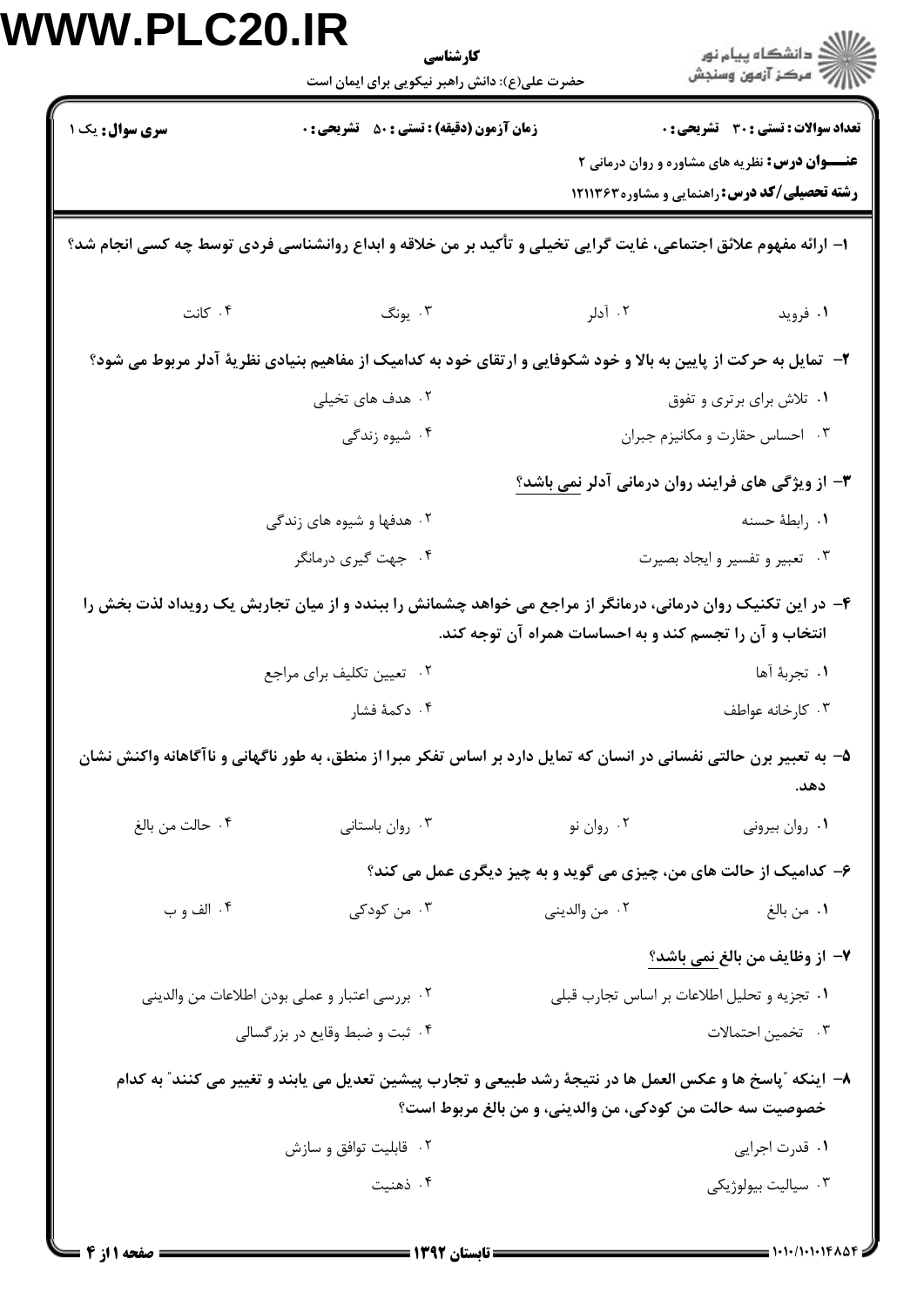**سری سوال:** یک ۱

**زمان آزمون (دقیقه) : تستی : ۵۰ تشریحی : ۰**

**تعداد سوالات : تستی : ۳۰ تشریحی : ۰**

**عنـــوان درس:** نظریه های مشاوره و روان درمانی ۲

**رشته تحصیلی/کد درس:** راهنمایی و مشاوره ۱۲۱۱۳۶۳

**۱- ارائه مفهوم علائق اجتماعی، غایت گرایی تخیلی و تأکید بر من خلاقه و ابداع روانشناسی فردی توسط چه کسی انجام شد؟**

۱. فروید
۲. آدلر
۳. یونگ
۴. کانت

**۲- تمایل به حرکت از پایین به بالا و خود شکوفایی و ارتقای خود به کدامیک از مفاهیم بنیادی نظریهٔ آدلر مربوط می شود؟**

۱. تلاش برای برتری و تفوق
۲. هدف های تخیلی
۳. احساس حقارت و مکانیزم جبران
۴. شیوه زندگی

**۳- از ویژگی های فرایند روان درمانی آدلر نمی باشد؟**

۱. رابطهٔ حسنه
۲. هدفها و شیوه های زندگی
۳. تعبیر و تفسیر و ایجاد بصیرت
۴. جهت گیری درمانگر

**۴- در این تکنیک روان درمانی، درمانگر از مراجع می خواهد چشمانش را ببندد و از میان تجاربش یک رویداد لذت بخش را انتخاب و آن را تجسم کند و به احساسات همراه آن توجه کند.**

۱. تجربهٔ آها
۲. تعیین تکلیف برای مراجع
۳. کارخانه عواطف
۴. دکمهٔ فشار

**۵- به تعبیر برن حالتی نفسانی در انسان که تمایل دارد بر اساس تفکر مبرا از منطق، به طور ناگهانی و ناآگاهانه واکنش نشان دهد.**

۱. روان بیرونی
۲. روان نو
۳. روان باستانی
۴. حالت من بالغ

**۶- کدامیک از حالت های من، چیزی می گوید و به چیز دیگری عمل می کند؟**

۱. من بالغ
۲. من والدینی
۳. من کودکی
۴. الف و ب

**۷- از وظایف من بالغ نمی باشد؟**

۱. تجزیه و تحلیل اطلاعات بر اساس تجارب قبلی
۲. بررسی اعتبار و عملی بودن اطلاعات من والدینی
۳. تخمین احتمالات
۴. ثبت و ضبط وقایع در بزرگسالی

**۸- اینکه "پاسخ ها و عکس العمل ها در نتیجهٔ رشد طبیعی و تجارب پیشین تعدیل می یابند و تغییر می کنند" به کدام خصوصیت سه حالت من کودکی، من والدینی، و من بالغ مربوط است؟**

۱. قدرت اجرایی
۲. قابلیت توافق و سازش
۳. سیالیت بیولوژیکی
۴. ذهنیت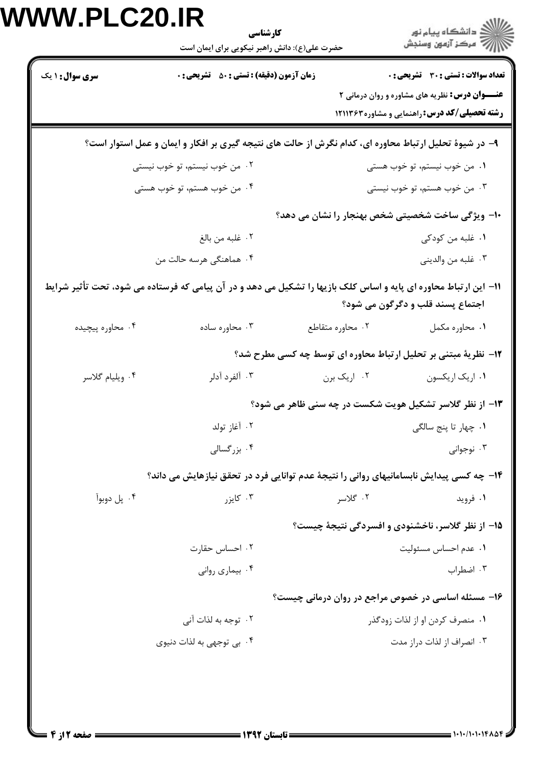**تعداد سوالات : تستی : ۳۰ تشریحی : ۰** | **زمان آزمون (دقیقه) : تستی : ۵۰ تشریحی : ۰** | **سری سوال : ۱ یک**

**عنـــوان درس:** نظریه های مشاوره و روان درمانی ۲

**رشته تحصیلی/کد درس:** راهنمایی و مشاوره ۱۲۱۱۳۶۳

۹- در شیوهٔ تحلیل ارتباط محاوره ای، کدام نگرش از حالت های نتیجه گیری بر افکار و ایمان و عمل استوار است؟

۱. من خوب نیستم، تو خوب هستی
۲. من خوب نیستم، تو خوب نیستی
۳. من خوب هستم، تو خوب نیستی
۴. من خوب هستم، تو خوب هستی

۱۰- ویژگی ساخت شخصیتی شخص بهنجار را نشان می دهد؟

۱. غلبه من کودکی
۲. غلبه من بالغ
۳. غلبه من والدینی
۴. هماهنگی هرسه حالت من

۱۱- این ارتباط محاوره ای پایه و اساس کلک بازیها را تشکیل می دهد و در آن پیامی که فرستاده می شود، تحت تأثیر شرایط اجتماع پسند قلب و دگرگون می شود؟

۱. محاوره مکمل
۲. محاوره متقاطع
۳. محاوره ساده
۴. محاوره پیچیده

۱۲- نظریهٔ مبتنی بر تحلیل ارتباط محاوره ای توسط چه کسی مطرح شد؟

۱. اریک اریکسون
۲. اریک برن
۳. آلفرد آدلر
۴. ویلیام گلاسر

۱۳- از نظر گلاسر تشکیل هویت شکست در چه سنی ظاهر می شود؟

۱. چهار تا پنج سالگی
۲. آغاز تولد
۳. نوجوانی
۴. بزرگسالی

۱۴- چه کسی پیدایش نابسامانیهای روانی را نتیجهٔ عدم توانایی فرد در تحقق نیازهایش می داند؟

۱. فروید
۲. گلاسر
۳. کایزر
۴. پل دوبوآ

۱۵- از نظر گلاسر، ناخشنودی و افسردگی نتیجهٔ چیست؟

۱. عدم احساس مسئولیت
۲. احساس حقارت
۳. اضطراب
۴. بیماری روانی

۱۶- مسئله اساسی در خصوص مراجع در روان درمانی چیست؟

۱. منصرف کردن او از لذات زودگذر
۲. توجه به لذات آنی
۳. انصراف از لذات دراز مدت
۴. بی توجهی به لذات دنیوی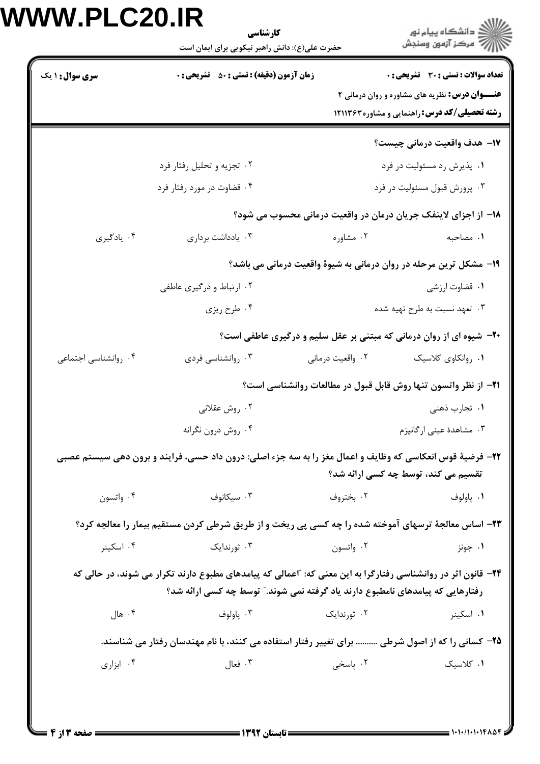۱۷- هدف واقعیت درمانی چیست؟

۱. پذیرش رد مسئولیت در فرد
۲. تجزیه و تحلیل رفتار فرد
۳. پرورش قبول مسئولیت در فرد
۴. قضاوت در مورد رفتار فرد

۱۸- از اجزای لاینفک جریان درمان در واقعیت درمانی محسوب می شود؟

۱. مصاحبه
۲. مشاوره
۳. یادداشت برداری
۴. یادگیری

۱۹- مشکل ترین مرحله در روان درمانی به شیوهٔ واقعیت درمانی می باشد؟

۱. قضاوت ارزشی
۲. ارتباط و درگیری عاطفی
۳. تعهد نسبت به طرح تهیه شده
۴. طرح ریزی

۲۰- شیوه ای از روان درمانی که مبتنی بر عقل سلیم و درگیری عاطفی است؟

۱. روانکاوی کلاسیک
۲. واقعیت درمانی
۳. روانشناسی فردی
۴. روانشناسی اجتماعی

۲۱- از نظر واتسون تنها روش قابل قبول در مطالعات روانشناسی است؟

۱. تجارب ذهنی
۲. روش عقلانی
۳. مشاهدهٔ عینی ارگانیزم
۴. روش درون نگرانه

۲۲- فرضیهٔ قوس انعکاسی که وظایف و اعمال مغز را به سه جزء اصلی: درون داد حسی، فرایند و برون دهی سیستم عصبی تقسیم می کند، توسط چه کسی ارائه شد؟

۱. پاولوف
۲. بختروف
۳. سیکانوف
۴. واتسون

۲۳- اساس معالجهٔ ترسهای آموخته شده را چه کسی پی ریخت و از طریق شرطی کردن مستقیم بیمار را معالجه کرد؟

۱. جونز
۲. واتسون
۳. ثورندایک
۴. اسکینر

۲۴- قانون اثر در روانشناسی رفتارگرا به این معنی که: "اعمالی که پیامدهای مطبوع دارند تکرار می شوند، در حالی که رفتارهایی که پیامدهای نامطبوع دارند یاد گرفته نمی شوند." توسط چه کسی ارائه شد؟

۱. اسکینر
۲. ثورندایک
۳. پاولوف
۴. هال

۲۵- کسانی را که از اصول شرطی .......... برای تغییر رفتار استفاده می کنند، با نام مهندسان رفتار می شناسند.

۱. کلاسیک
۲. پاسخی
۳. فعال
۴. ابزاری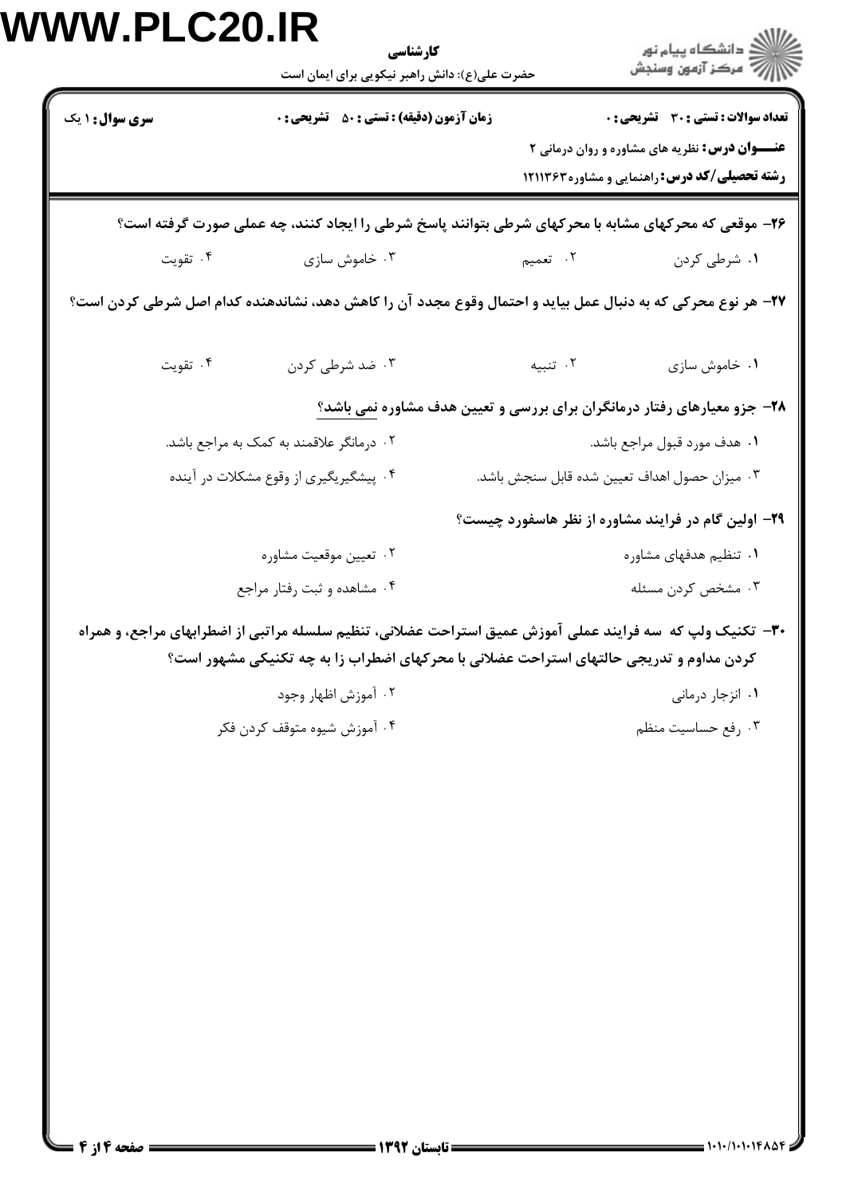۲۶- موقعی که محرکهای مشابه با محرکهای شرطی بتوانند پاسخ شرطی را ایجاد کنند، چه عملی صورت گرفته است؟

۱. شرطی کردن
۲. تعمیم
۳. خاموش سازی
۴. تقویت

۲۷- هر نوع محرکی که به دنبال عمل بیاید و احتمال وقوع مجدد آن را کاهش دهد، نشاندهنده کدام اصل شرطی کردن است؟

۱. خاموش سازی
۲. تنبیه
۳. ضد شرطی کردن
۴. تقویت

۲۸- جزو معیارهای رفتار درمانگران برای بررسی و تعیین هدف مشاوره نمی باشد؟

۱. هدف مورد قبول مراجع باشد.
۲. درمانگر علاقمند به کمک به مراجع باشد.
۳. میزان حصول اهداف تعیین شده قابل سنجش باشد.
۴. پیشگیریگیری از وقوع مشکلات در آینده

۲۹- اولین گام در فرایند مشاوره از نظر هاسفورد چیست؟

۱. تنظیم هدفهای مشاوره
۲. تعیین موقعیت مشاوره
۳. مشخص کردن مسئله
۴. مشاهده و ثبت رفتار مراجع

۳۰- تکنیک ولپ که سه فرایند عملی آموزش عمیق استراحت عضلانی، تنظیم سلسله مراتبی از اضطرابهای مراجع، و همراه کردن مداوم و تدریجی حالتهای استراحت عضلانی با محرکهای اضطراب زا به چه تکنیکی مشهور است؟

۱. انزجار درمانی
۲. آموزش اظهار وجود
۳. رفع حساسیت منظم
۴. آموزش شیوه متوقف کردن فکر